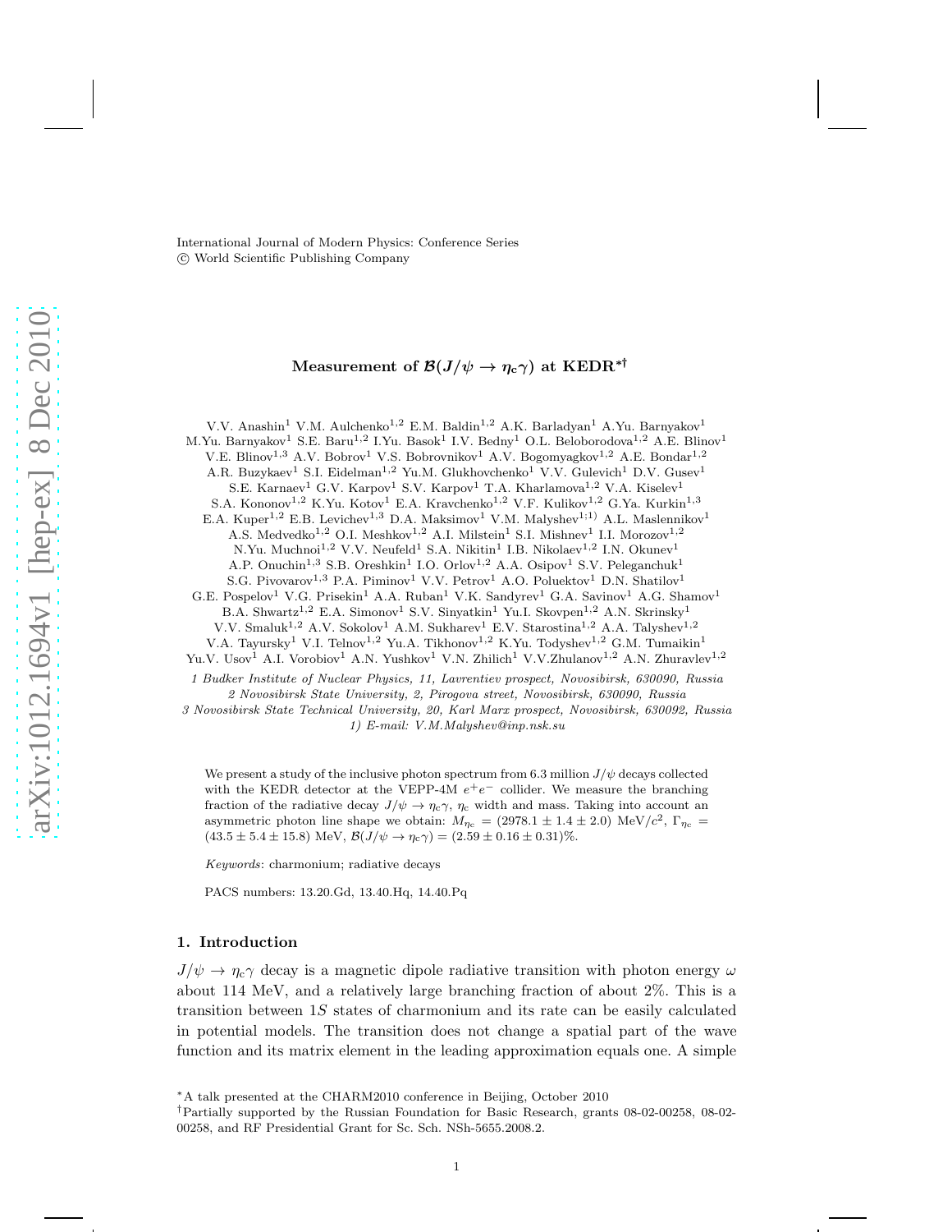International Journal of Modern Physics: Conference Series
© World Scientific Publishing Company

# Measurement of $\mathcal{B}(J/\psi \to \eta_c\gamma)$ at KEDR*†

V.V. Anashin[1] V.M. Aulchenko[1,2] E.M. Baldin[1,2] A.K. Barladyan[1] A.Yu. Barnyakov[1] M.Yu. Barnyakov[1] S.E. Baru[1,2] I.Yu. Basok[1] I.V. Bedny[1] O.L. Beloborodova[1,2] A.E. Blinov[1] V.E. Blinov[1,3] A.V. Bobrov[1] V.S. Bobrovnikov[1] A.V. Bogomyagkov[1,2] A.E. Bondar[1,2] A.R. Buzykaev[1] S.I. Eidelman[1,2] Yu.M. Glukhovchenko[1] V.V. Gulevich[1] D.V. Gusev[1] S.E. Karnaev[1] G.V. Karpov[1] S.V. Karpov[1] T.A. Kharlamova[1,2] V.A. Kiselev[1] S.A. Kononov[1,2] K.Yu. Kotov[1] E.A. Kravchenko[1,2] V.F. Kulikov[1,2] G.Ya. Kurkin[1,3] E.A. Kuper[1,2] E.B. Levichev[1,3] D.A. Maksimov[1] V.M. Malyshev[1;1)] A.L. Maslennikov[1] A.S. Medvedko[1,2] O.I. Meshkov[1,2] A.I. Milstein[1] S.I. Mishnev[1] I.I. Morozov[1,2] N.Yu. Muchnoi[1,2] V.V. Neufeld[1] S.A. Nikitin[1] I.B. Nikolaev[1,2] I.N. Okunev[1] A.P. Onuchin[1,3] S.B. Oreshkin[1] I.O. Orlov[1,2] A.A. Osipov[1] S.V. Peleganchuk[1] S.G. Pivovarov[1,3] P.A. Piminov[1] V.V. Petrov[1] A.O. Poluektov[1] D.N. Shatilov[1] G.E. Pospelov[1] V.G. Prisekin[1] A.A. Ruban[1] V.K. Sandyrev[1] G.A. Savinov[1] A.G. Shamov[1] B.A. Shwartz[1,2] E.A. Simonov[1] S.V. Sinyatkin[1] Yu.I. Skovpen[1,2] A.N. Skrinsky[1] V.V. Smaluk[1,2] A.V. Sokolov[1] A.M. Sukharev[1] E.V. Starostina[1,2] A.A. Talyshev[1,2] V.A. Tayursky[1] V.I. Telnov[1,2] Yu.A. Tikhonov[1,2] K.Yu. Todyshev[1,2] G.M. Tumaikin[1] Yu.V. Usov[1] A.I. Vorobiov[1] A.N. Yushkov[1] V.N. Zhilich[1] V.V.Zhulanov[1,2] A.N. Zhuravlev[1,2]

*1 Budker Institute of Nuclear Physics, 11, Lavrentiev prospect, Novosibirsk, 630090, Russia*
*2 Novosibirsk State University, 2, Pirogova street, Novosibirsk, 630090, Russia*
*3 Novosibirsk State Technical University, 20, Karl Marx prospect, Novosibirsk, 630092, Russia*
*1) E-mail: V.M.Malyshev@inp.nsk.su*

We present a study of the inclusive photon spectrum from 6.3 million $J/\psi$ decays collected with the KEDR detector at the VEPP-4M $e^+e^-$ collider. We measure the branching fraction of the radiative decay $J/\psi \to \eta_c\gamma$, $\eta_c$ width and mass. Taking into account an asymmetric photon line shape we obtain: $M_{\eta_c} = (2978.1 \pm 1.4 \pm 2.0)$ MeV/$c^2$, $\Gamma_{\eta_c} = (43.5 \pm 5.4 \pm 15.8)$ MeV, $\mathcal{B}(J/\psi \to \eta_c\gamma) = (2.59 \pm 0.16 \pm 0.31)\%$.

*Keywords*: charmonium; radiative decays

PACS numbers: 13.20.Gd, 13.40.Hq, 14.40.Pq

## 1. Introduction

$J/\psi \to \eta_c\gamma$ decay is a magnetic dipole radiative transition with photon energy $\omega$ about 114 MeV, and a relatively large branching fraction of about 2%. This is a transition between $1S$ states of charmonium and its rate can be easily calculated in potential models. The transition does not change a spatial part of the wave function and its matrix element in the leading approximation equals one. A simple

*A talk presented at the CHARM2010 conference in Beijing, October 2010

†Partially supported by the Russian Foundation for Basic Research, grants 08-02-00258, 08-02-00258, and RF Presidential Grant for Sc. Sch. NSh-5655.2008.2.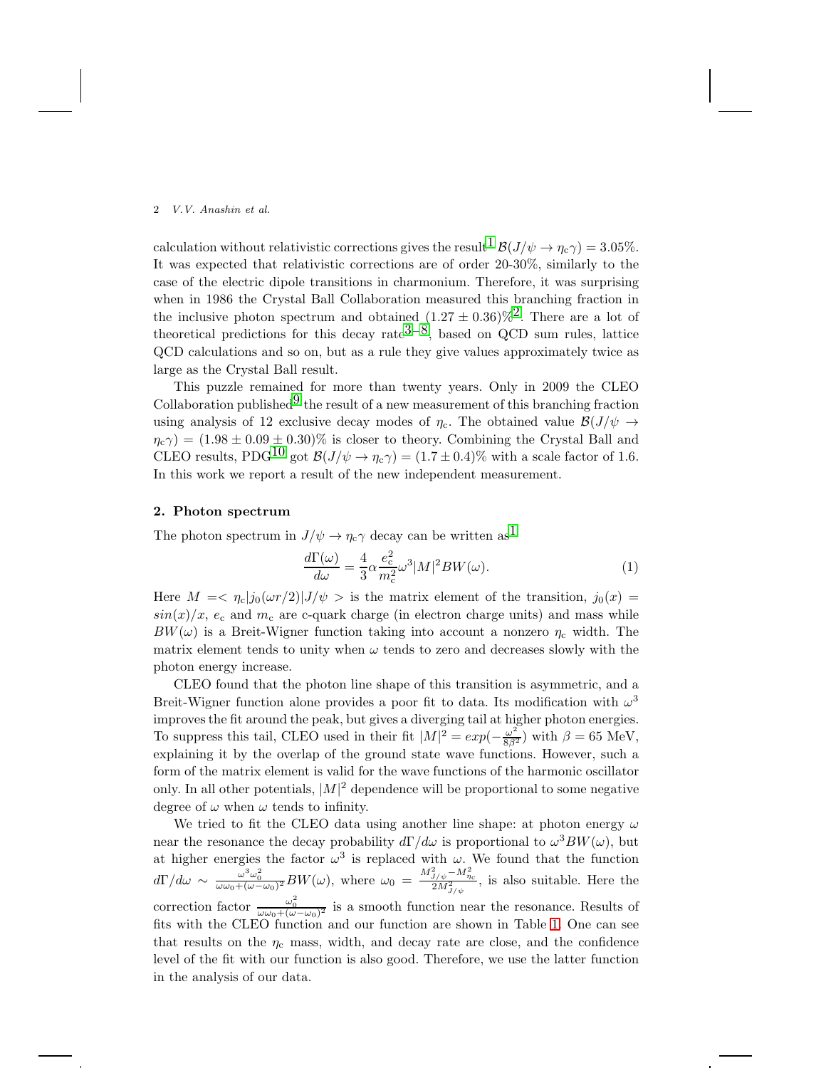calculation without relativistic corrections gives the result[1] $\mathcal{B}(J/\psi \to \eta_c\gamma) = 3.05\%$. It was expected that relativistic corrections are of order 20-30%, similarly to the case of the electric dipole transitions in charmonium. Therefore, it was surprising when in 1986 the Crystal Ball Collaboration measured this branching fraction in the inclusive photon spectrum and obtained $(1.27 \pm 0.36)\%$[2]. There are a lot of theoretical predictions for this decay rate[3–8], based on QCD sum rules, lattice QCD calculations and so on, but as a rule they give values approximately twice as large as the Crystal Ball result.

This puzzle remained for more than twenty years. Only in 2009 the CLEO Collaboration published[9] the result of a new measurement of this branching fraction using analysis of 12 exclusive decay modes of $\eta_c$. The obtained value $\mathcal{B}(J/\psi \to \eta_c\gamma) = (1.98 \pm 0.09 \pm 0.30)\%$ is closer to theory. Combining the Crystal Ball and CLEO results, PDG[10] got $\mathcal{B}(J/\psi \to \eta_c\gamma) = (1.7 \pm 0.4)\%$ with a scale factor of 1.6. In this work we report a result of the new independent measurement.

## 2. Photon spectrum

The photon spectrum in $J/\psi \to \eta_c\gamma$ decay can be written as[1]

$$\frac{d\Gamma(\omega)}{d\omega} = \frac{4}{3}\alpha\frac{e_c^2}{m_c^2}\omega^3|M|^2 BW(\omega). \tag{1}$$

Here $M =< \eta_c|j_0(\omega r/2)|J/\psi >$ is the matrix element of the transition, $j_0(x) = sin(x)/x$, $e_c$ and $m_c$ are c-quark charge (in electron charge units) and mass while $BW(\omega)$ is a Breit-Wigner function taking into account a nonzero $\eta_c$ width. The matrix element tends to unity when $\omega$ tends to zero and decreases slowly with the photon energy increase.

CLEO found that the photon line shape of this transition is asymmetric, and a Breit-Wigner function alone provides a poor fit to data. Its modification with $\omega^3$ improves the fit around the peak, but gives a diverging tail at higher photon energies. To suppress this tail, CLEO used in their fit $|M|^2 = exp(-\frac{\omega^2}{8\beta^2})$ with $\beta = 65$ MeV, explaining it by the overlap of the ground state wave functions. However, such a form of the matrix element is valid for the wave functions of the harmonic oscillator only. In all other potentials, $|M|^2$ dependence will be proportional to some negative degree of $\omega$ when $\omega$ tends to infinity.

We tried to fit the CLEO data using another line shape: at photon energy $\omega$ near the resonance the decay probability $d\Gamma/d\omega$ is proportional to $\omega^3 BW(\omega)$, but at higher energies the factor $\omega^3$ is replaced with $\omega$. We found that the function $d\Gamma/d\omega \sim \frac{\omega^3\omega_0^2}{\omega\omega_0+(\omega-\omega_0)^2}BW(\omega)$, where $\omega_0 = \frac{M_{J/\psi}^2 - M_{\eta_c}^2}{2M_{J/\psi}^2}$, is also suitable. Here the correction factor $\frac{\omega_0^2}{\omega\omega_0+(\omega-\omega_0)^2}$ is a smooth function near the resonance. Results of fits with the CLEO function and our function are shown in Table 1. One can see that results on the $\eta_c$ mass, width, and decay rate are close, and the confidence level of the fit with our function is also good. Therefore, we use the latter function in the analysis of our data.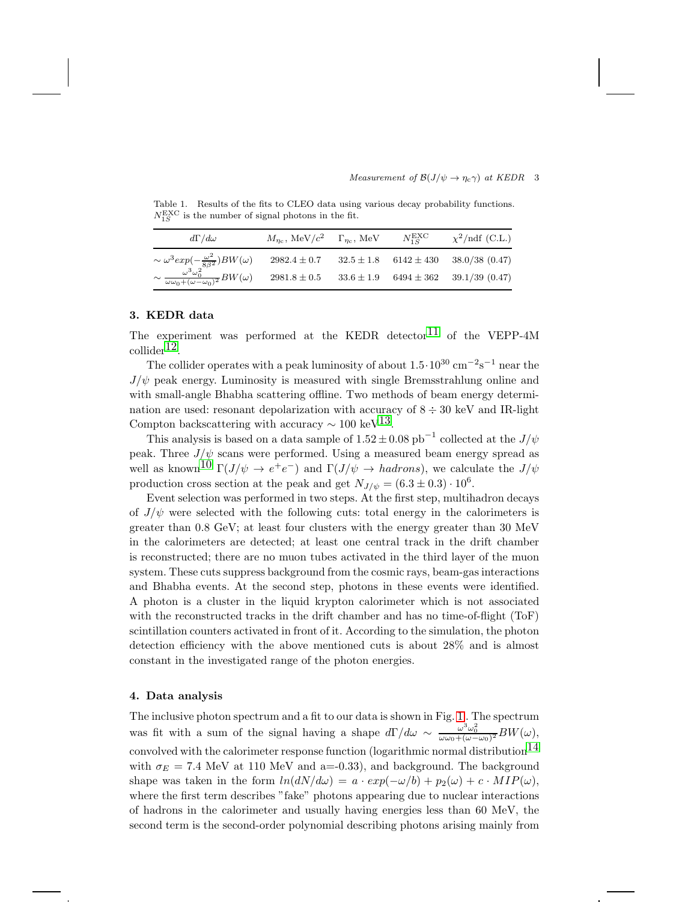Table 1. Results of the fits to CLEO data using various decay probability functions. $N_{1S}^{\rm EXC}$ is the number of signal photons in the fit.

| $d\Gamma/d\omega$ | $M_{\eta_c}$, MeV/$c^2$ | $\Gamma_{\eta_c}$, MeV | $N_{1S}^{\rm EXC}$ | $\chi^2$/ndf (C.L.) |
|---|---|---|---|---|
| $\sim \omega^3 exp(-\frac{\omega^2}{8\beta^2})BW(\omega)$ | $2982.4 \pm 0.7$ | $32.5 \pm 1.8$ | $6142 \pm 430$ | 38.0/38 (0.47) |
| $\sim \frac{\omega^3\omega_0^2}{\omega\omega_0+(\omega-\omega_0)^2}BW(\omega)$ | $2981.8 \pm 0.5$ | $33.6 \pm 1.9$ | $6494 \pm 362$ | 39.1/39 (0.47) |

## 3. KEDR data

The experiment was performed at the KEDR detector[11] of the VEPP-4M collider[12].

The collider operates with a peak luminosity of about $1.5 \cdot 10^{30}$ cm$^{-2}$s$^{-1}$ near the $J/\psi$ peak energy. Luminosity is measured with single Bremsstrahlung online and with small-angle Bhabha scattering offline. Two methods of beam energy determination are used: resonant depolarization with accuracy of $8 \div 30$ keV and IR-light Compton backscattering with accuracy $\sim 100$ keV[13].

This analysis is based on a data sample of $1.52 \pm 0.08$ pb$^{-1}$ collected at the $J/\psi$ peak. Three $J/\psi$ scans were performed. Using a measured beam energy spread as well as known[10] $\Gamma(J/\psi \to e^+e^-)$ and $\Gamma(J/\psi \to hadrons)$, we calculate the $J/\psi$ production cross section at the peak and get $N_{J/\psi} = (6.3 \pm 0.3) \cdot 10^6$.

Event selection was performed in two steps. At the first step, multihadron decays of $J/\psi$ were selected with the following cuts: total energy in the calorimeters is greater than 0.8 GeV; at least four clusters with the energy greater than 30 MeV in the calorimeters are detected; at least one central track in the drift chamber is reconstructed; there are no muon tubes activated in the third layer of the muon system. These cuts suppress background from the cosmic rays, beam-gas interactions and Bhabha events. At the second step, photons in these events were identified. A photon is a cluster in the liquid krypton calorimeter which is not associated with the reconstructed tracks in the drift chamber and has no time-of-flight (ToF) scintillation counters activated in front of it. According to the simulation, the photon detection efficiency with the above mentioned cuts is about 28% and is almost constant in the investigated range of the photon energies.

## 4. Data analysis

The inclusive photon spectrum and a fit to our data is shown in Fig. 1. The spectrum was fit with a sum of the signal having a shape $d\Gamma/d\omega \sim \frac{\omega^3\omega_0^2}{\omega\omega_0+(\omega-\omega_0)^2}BW(\omega)$, convolved with the calorimeter response function (logarithmic normal distribution[14] with $\sigma_E = 7.4$ MeV at 110 MeV and a=-0.33), and background. The background shape was taken in the form $ln(dN/d\omega) = a \cdot exp(-\omega/b) + p_2(\omega) + c \cdot MIP(\omega)$, where the first term describes "fake" photons appearing due to nuclear interactions of hadrons in the calorimeter and usually having energies less than 60 MeV, the second term is the second-order polynomial describing photons arising mainly from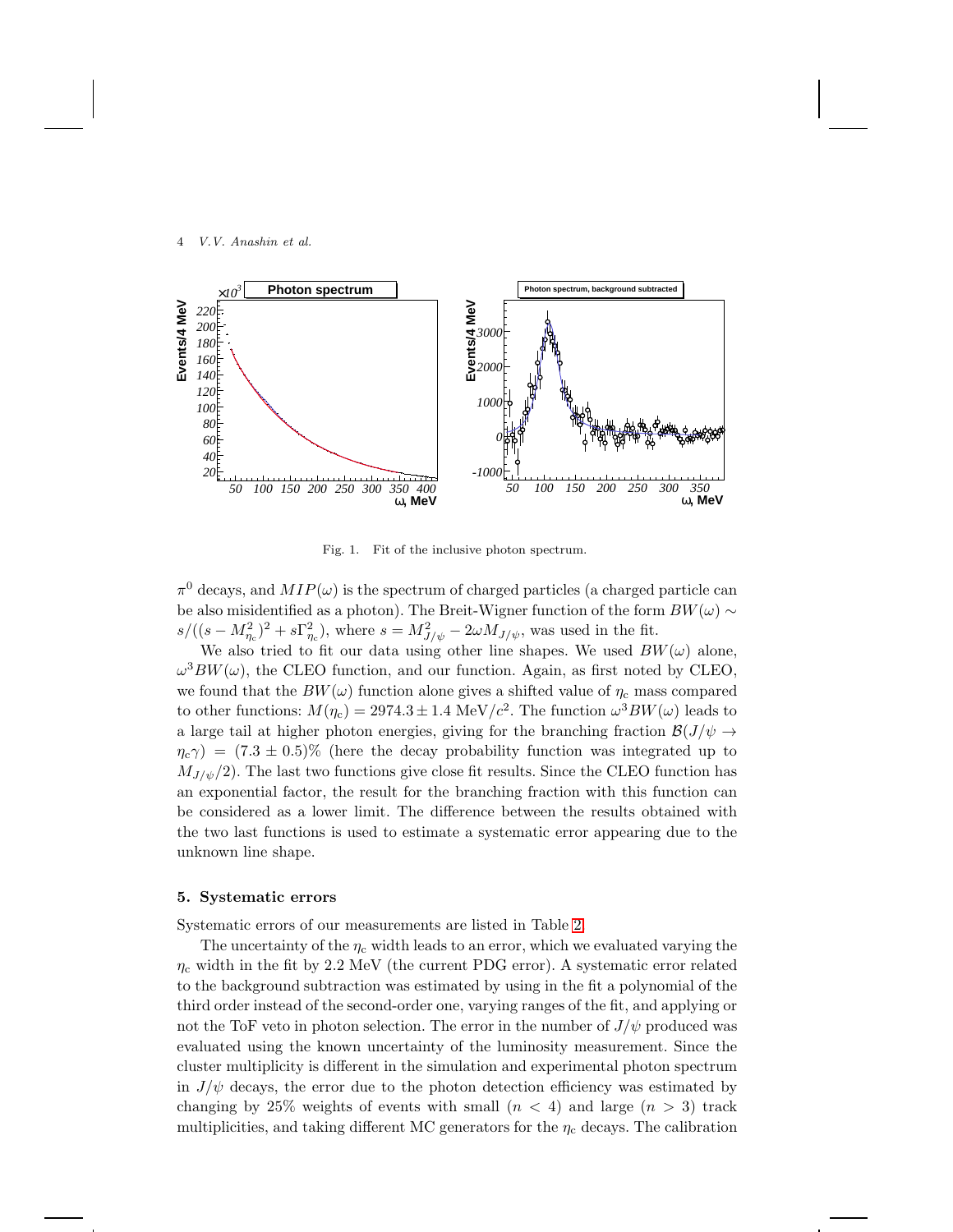Fig. 1. Fit of the inclusive photon spectrum.

$\pi^0$ decays, and $MIP(\omega)$ is the spectrum of charged particles (a charged particle can be also misidentified as a photon). The Breit-Wigner function of the form $BW(\omega) \sim s/((s - M_{\eta_c}^2)^2 + s\Gamma_{\eta_c}^2)$, where $s = M_{J/\psi}^2 - 2\omega M_{J/\psi}$, was used in the fit.

We also tried to fit our data using other line shapes. We used $BW(\omega)$ alone, $\omega^3 BW(\omega)$, the CLEO function, and our function. Again, as first noted by CLEO, we found that the $BW(\omega)$ function alone gives a shifted value of $\eta_c$ mass compared to other functions: $M(\eta_c) = 2974.3 \pm 1.4$ MeV/$c^2$. The function $\omega^3 BW(\omega)$ leads to a large tail at higher photon energies, giving for the branching fraction $\mathcal{B}(J/\psi \to \eta_c\gamma) = (7.3 \pm 0.5)\%$ (here the decay probability function was integrated up to $M_{J/\psi}/2$). The last two functions give close fit results. Since the CLEO function has an exponential factor, the result for the branching fraction with this function can be considered as a lower limit. The difference between the results obtained with the two last functions is used to estimate a systematic error appearing due to the unknown line shape.

## 5. Systematic errors

Systematic errors of our measurements are listed in Table 2.

The uncertainty of the $\eta_c$ width leads to an error, which we evaluated varying the $\eta_c$ width in the fit by 2.2 MeV (the current PDG error). A systematic error related to the background subtraction was estimated by using in the fit a polynomial of the third order instead of the second-order one, varying ranges of the fit, and applying or not the ToF veto in photon selection. The error in the number of $J/\psi$ produced was evaluated using the known uncertainty of the luminosity measurement. Since the cluster multiplicity is different in the simulation and experimental photon spectrum in $J/\psi$ decays, the error due to the photon detection efficiency was estimated by changing by 25% weights of events with small ($n < 4$) and large ($n > 3$) track multiplicities, and taking different MC generators for the $\eta_c$ decays. The calibration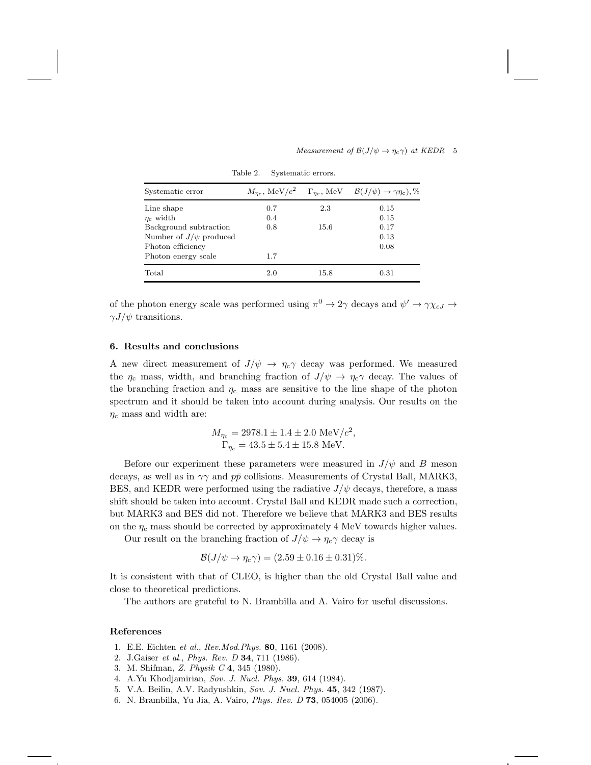Table 2. Systematic errors.

| Systematic error | $M_{\eta_c}$, MeV/$c^2$ | $\Gamma_{\eta_c}$, MeV | $\mathcal{B}(J/\psi) \to \gamma\eta_c)$, % |
|---|---|---|---|
| Line shape | 0.7 | 2.3 | 0.15 |
| $\eta_c$ width | 0.4 | | 0.15 |
| Background subtraction | 0.8 | 15.6 | 0.17 |
| Number of $J/\psi$ produced | | | 0.13 |
| Photon efficiency | | | 0.08 |
| Photon energy scale | 1.7 | | |
| Total | 2.0 | 15.8 | 0.31 |

of the photon energy scale was performed using $\pi^0 \to 2\gamma$ decays and $\psi' \to \gamma\chi_{cJ} \to \gamma J/\psi$ transitions.

## 6. Results and conclusions

A new direct measurement of $J/\psi \to \eta_c\gamma$ decay was performed. We measured the $\eta_c$ mass, width, and branching fraction of $J/\psi \to \eta_c\gamma$ decay. The values of the branching fraction and $\eta_c$ mass are sensitive to the line shape of the photon spectrum and it should be taken into account during analysis. Our results on the $\eta_c$ mass and width are:

$$M_{\eta_c} = 2978.1 \pm 1.4 \pm 2.0 \text{ MeV}/c^2,$$
$$\Gamma_{\eta_c} = 43.5 \pm 5.4 \pm 15.8 \text{ MeV}.$$

Before our experiment these parameters were measured in $J/\psi$ and $B$ meson decays, as well as in $\gamma\gamma$ and $p\bar{p}$ collisions. Measurements of Crystal Ball, MARK3, BES, and KEDR were performed using the radiative $J/\psi$ decays, therefore, a mass shift should be taken into account. Crystal Ball and KEDR made such a correction, but MARK3 and BES did not. Therefore we believe that MARK3 and BES results on the $\eta_c$ mass should be corrected by approximately 4 MeV towards higher values.

Our result on the branching fraction of $J/\psi \to \eta_c\gamma$ decay is

$$\mathcal{B}(J/\psi \to \eta_c\gamma) = (2.59 \pm 0.16 \pm 0.31)\%.$$

It is consistent with that of CLEO, is higher than the old Crystal Ball value and close to theoretical predictions.

The authors are grateful to N. Brambilla and A. Vairo for useful discussions.

## References

1. E.E. Eichten *et al.*, *Rev.Mod.Phys.* **80**, 1161 (2008).
2. J.Gaiser *et al.*, *Phys. Rev. D* **34**, 711 (1986).
3. M. Shifman, *Z. Physik C* **4**, 345 (1980).
4. A.Yu Khodjamirian, *Sov. J. Nucl. Phys.* **39**, 614 (1984).
5. V.A. Beilin, A.V. Radyushkin, *Sov. J. Nucl. Phys.* **45**, 342 (1987).
6. N. Brambilla, Yu Jia, A. Vairo, *Phys. Rev. D* **73**, 054005 (2006).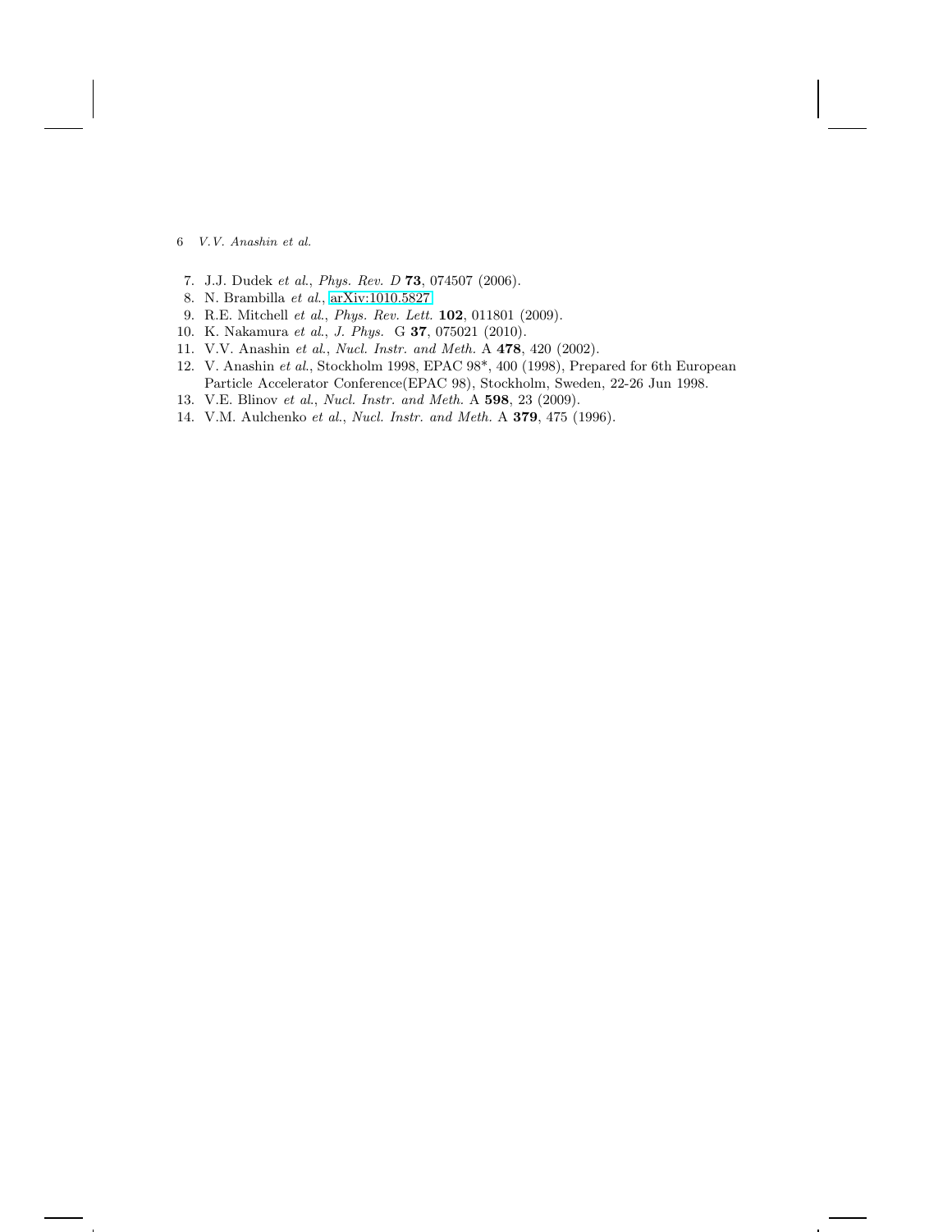7. J.J. Dudek *et al.*, *Phys. Rev. D* **73**, 074507 (2006).
8. N. Brambilla *et al.*, arXiv:1010.5827
9. R.E. Mitchell *et al.*, *Phys. Rev. Lett.* **102**, 011801 (2009).
10. K. Nakamura *et al.*, *J. Phys.* G **37**, 075021 (2010).
11. V.V. Anashin *et al.*, *Nucl. Instr. and Meth.* A **478**, 420 (2002).
12. V. Anashin *et al.*, Stockholm 1998, EPAC 98*, 400 (1998), Prepared for 6th European Particle Accelerator Conference(EPAC 98), Stockholm, Sweden, 22-26 Jun 1998.
13. V.E. Blinov *et al.*, *Nucl. Instr. and Meth.* A **598**, 23 (2009).
14. V.M. Aulchenko *et al.*, *Nucl. Instr. and Meth.* A **379**, 475 (1996).